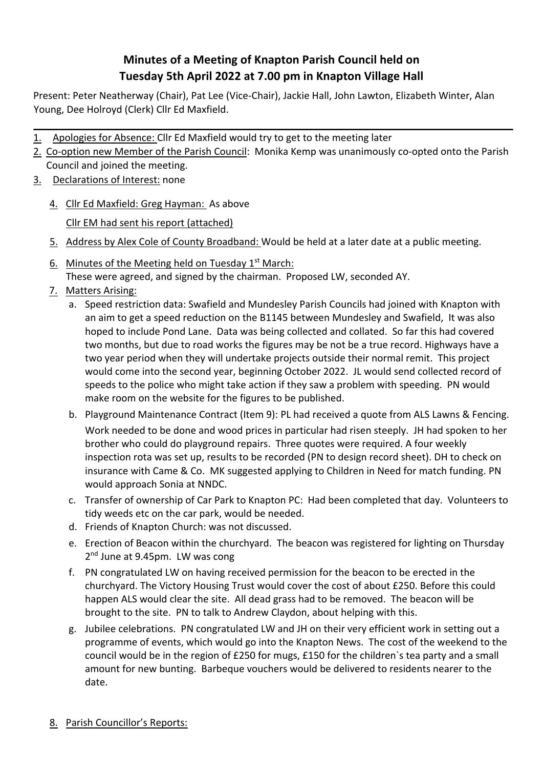# Minutes of a Meeting of Knapton Parish Council held on Tuesday 5th April 2022 at 7.00 pm in Knapton Village Hall

Present: Peter Neatherway (Chair), Pat Lee (Vice-Chair), Jackie Hall, John Lawton, Elizabeth Winter, Alan Young, Dee Holroyd (Clerk) Cllr Ed Maxfield.

---

1. Apologies for Absence: Cllr Ed Maxfield would try to get to the meeting later
2. Co-option new Member of the Parish Council: Monika Kemp was unanimously co-opted onto the Parish Council and joined the meeting.
3. Declarations of Interest: none
4. Cllr Ed Maxfield: Greg Hayman: As above

   Cllr EM had sent his report (attached)
5. Address by Alex Cole of County Broadband: Would be held at a later date at a public meeting.
6. Minutes of the Meeting held on Tuesday 1st March:
   These were agreed, and signed by the chairman. Proposed LW, seconded AY.
7. Matters Arising:
   a. Speed restriction data: Swafield and Mundesley Parish Councils had joined with Knapton with an aim to get a speed reduction on the B1145 between Mundesley and Swafield, It was also hoped to include Pond Lane. Data was being collected and collated. So far this had covered two months, but due to road works the figures may be not be a true record. Highways have a two year period when they will undertake projects outside their normal remit. This project would come into the second year, beginning October 2022. JL would send collected record of speeds to the police who might take action if they saw a problem with speeding. PN would make room on the website for the figures to be published.
   b. Playground Maintenance Contract (Item 9): PL had received a quote from ALS Lawns & Fencing. Work needed to be done and wood prices in particular had risen steeply. JH had spoken to her brother who could do playground repairs. Three quotes were required. A four weekly inspection rota was set up, results to be recorded (PN to design record sheet). DH to check on insurance with Came & Co. MK suggested applying to Children in Need for match funding. PN would approach Sonia at NNDC.
   c. Transfer of ownership of Car Park to Knapton PC: Had been completed that day. Volunteers to tidy weeds etc on the car park, would be needed.
   d. Friends of Knapton Church: was not discussed.
   e. Erection of Beacon within the churchyard. The beacon was registered for lighting on Thursday 2nd June at 9.45pm. LW was cong
   f. PN congratulated LW on having received permission for the beacon to be erected in the churchyard. The Victory Housing Trust would cover the cost of about £250. Before this could happen ALS would clear the site. All dead grass had to be removed. The beacon will be brought to the site. PN to talk to Andrew Claydon, about helping with this.
   g. Jubilee celebrations. PN congratulated LW and JH on their very efficient work in setting out a programme of events, which would go into the Knapton News. The cost of the weekend to the council would be in the region of £250 for mugs, £150 for the children`s tea party and a small amount for new bunting. Barbeque vouchers would be delivered to residents nearer to the date.
8. Parish Councillor's Reports: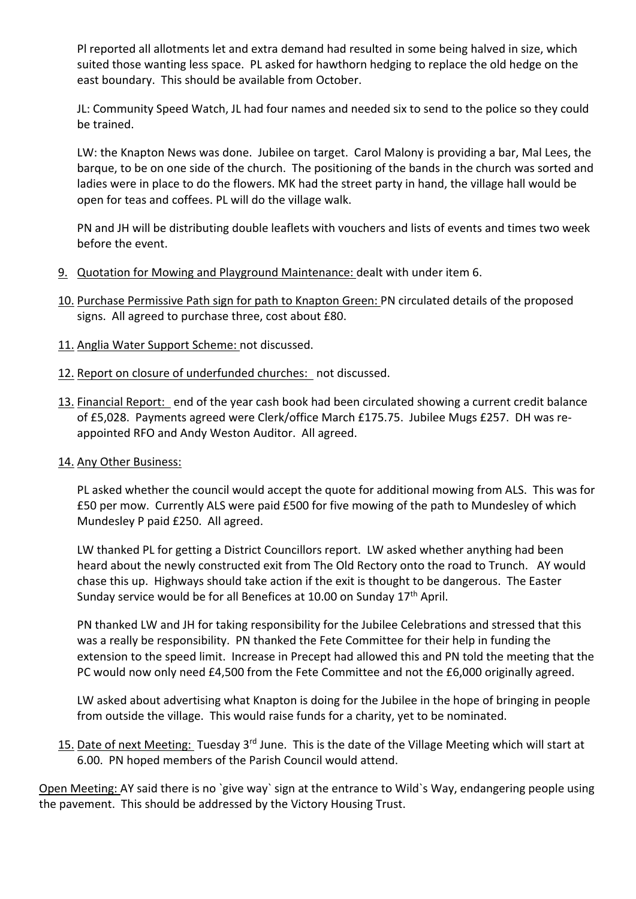Pl reported all allotments let and extra demand had resulted in some being halved in size, which suited those wanting less space. PL asked for hawthorn hedging to replace the old hedge on the east boundary. This should be available from October.

JL: Community Speed Watch, JL had four names and needed six to send to the police so they could be trained.

LW: the Knapton News was done. Jubilee on target. Carol Malony is providing a bar, Mal Lees, the barque, to be on one side of the church. The positioning of the bands in the church was sorted and ladies were in place to do the flowers. MK had the street party in hand, the village hall would be open for teas and coffees. PL will do the village walk.

PN and JH will be distributing double leaflets with vouchers and lists of events and times two week before the event.

9. Quotation for Mowing and Playground Maintenance: dealt with under item 6.

10. Purchase Permissive Path sign for path to Knapton Green: PN circulated details of the proposed signs. All agreed to purchase three, cost about £80.

11. Anglia Water Support Scheme: not discussed.

12. Report on closure of underfunded churches: not discussed.

13. Financial Report: end of the year cash book had been circulated showing a current credit balance of £5,028. Payments agreed were Clerk/office March £175.75. Jubilee Mugs £257. DH was re-appointed RFO and Andy Weston Auditor. All agreed.

14. Any Other Business:

PL asked whether the council would accept the quote for additional mowing from ALS. This was for £50 per mow. Currently ALS were paid £500 for five mowing of the path to Mundesley of which Mundesley P paid £250. All agreed.

LW thanked PL for getting a District Councillors report. LW asked whether anything had been heard about the newly constructed exit from The Old Rectory onto the road to Trunch. AY would chase this up. Highways should take action if the exit is thought to be dangerous. The Easter Sunday service would be for all Benefices at 10.00 on Sunday 17th April.

PN thanked LW and JH for taking responsibility for the Jubilee Celebrations and stressed that this was a really be responsibility. PN thanked the Fete Committee for their help in funding the extension to the speed limit. Increase in Precept had allowed this and PN told the meeting that the PC would now only need £4,500 from the Fete Committee and not the £6,000 originally agreed.

LW asked about advertising what Knapton is doing for the Jubilee in the hope of bringing in people from outside the village. This would raise funds for a charity, yet to be nominated.

15. Date of next Meeting: Tuesday 3rd June. This is the date of the Village Meeting which will start at 6.00. PN hoped members of the Parish Council would attend.

Open Meeting: AY said there is no `give way` sign at the entrance to Wild`s Way, endangering people using the pavement. This should be addressed by the Victory Housing Trust.